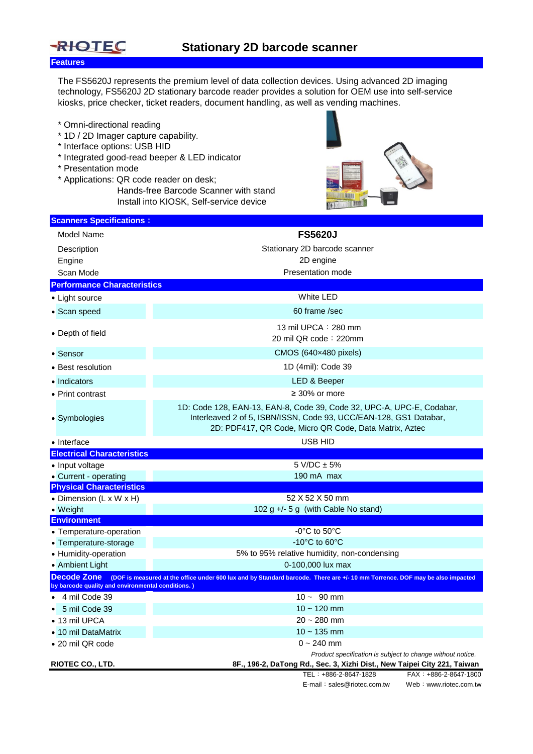# Stationary 2D barcode scanner

RIOTEC

## Features

The FS5620J represents the premium level of data collection devices. Using advanced 2D imaging technology, FS5620J 2D stationary barcode reader provides a solution for OEM use into self-service kiosks, price checker, ticket readers, document handling, as well as vending machines.

* Omni-directional reading
* 1D / 2D Imager capture capability.
* Interface options: USB HID
* Integrated good-read beeper & LED indicator
* Presentation mode
* Applications: QR code reader on desk;
  Hands-free Barcode Scanner with stand
  Install into KIOSK, Self-service device

## Scanners Specifications :

| | |
|---|---|
| Model Name | **FS5620J** |
| Description | Stationary 2D barcode scanner |
| Engine | 2D engine |
| Scan Mode | Presentation mode |
| **Performance Characteristics** | |
| • Light source | White LED |
| • Scan speed | 60 frame /sec |
| • Depth of field | 13 mil UPCA：280 mm<br>20 mil QR code：220mm |
| • Sensor | CMOS (640×480 pixels) |
| • Best resolution | 1D (4mil): Code 39 |
| • Indicators | LED & Beeper |
| • Print contrast | ≥ 30% or more |
| • Symbologies | 1D: Code 128, EAN-13, EAN-8, Code 39, Code 32, UPC-A, UPC-E, Codabar, Interleaved 2 of 5, ISBN/ISSN, Code 93, UCC/EAN-128, GS1 Databar,<br>2D: PDF417, QR Code, Micro QR Code, Data Matrix, Aztec |
| • Interface | USB HID |
| **Electrical Characteristics** | |
| • Input voltage | 5 V/DC ± 5% |
| • Current - operating | 190 mA max |
| **Physical Characteristics** | |
| • Dimension (L x W x H) | 52 X 52 X 50 mm |
| • Weight | 102 g +/- 5 g (with Cable No stand) |
| **Environment** | |
| • Temperature-operation | -0°C to 50°C |
| • Temperature-storage | -10°C to 60°C |
| • Humidity-operation | 5% to 95% relative humidity, non-condensing |
| • Ambient Light | 0-100,000 lux max |
| **Decode Zone** (DOF is measured at the office under 600 lux and by Standard barcode. There are +/- 10 mm Torrence. DOF may be also impacted by barcode quality and environmental conditions. ) | |
| • 4 mil Code 39 | 10 ~ 90 mm |
| • 5 mil Code 39 | 10 ~ 120 mm |
| • 13 mil UPCA | 20 ~ 280 mm |
| • 10 mil DataMatrix | 10 ~ 135 mm |
| • 20 mil QR code | 0 ~ 240 mm |

*Product specification is subject to change without notice.*

**RIOTEC CO., LTD.** **8F., 196-2, DaTong Rd., Sec. 3, Xizhi Dist., New Taipei City 221, Taiwan**

TEL：+886-2-8647-1828 FAX：+886-2-8647-1800

E-mail：sales@riotec.com.tw Web：www.riotec.com.tw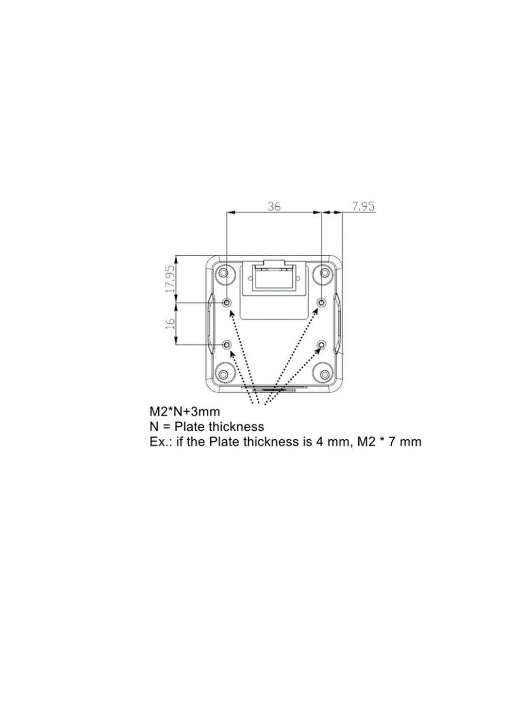36

7.95

17.95

16

M2*N+3mm

N = Plate thickness

Ex.: if the Plate thickness is 4 mm, M2 * 7 mm